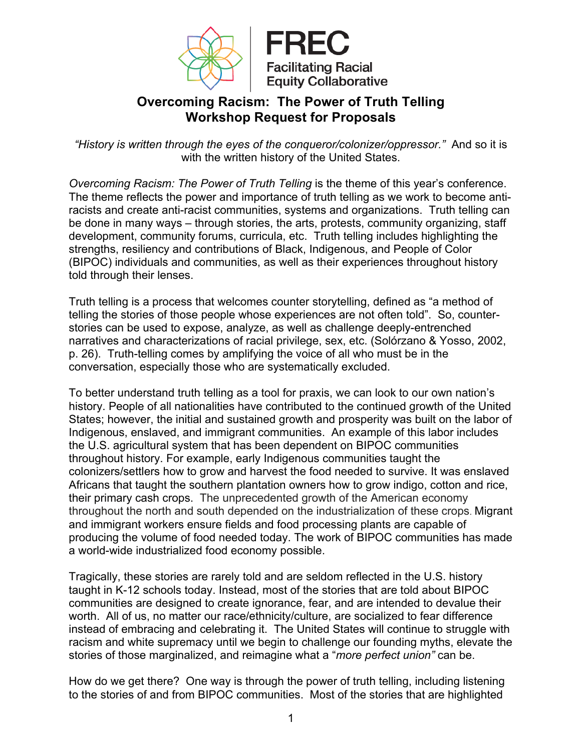FREC

Facilitating Racial Equity Collaborative

# Overcoming Racism: The Power of Truth Telling
## Workshop Request for Proposals

*"History is written through the eyes of the conqueror/colonizer/oppressor."* And so it is with the written history of the United States.

*Overcoming Racism: The Power of Truth Telling* is the theme of this year's conference. The theme reflects the power and importance of truth telling as we work to become anti-racists and create anti-racist communities, systems and organizations. Truth telling can be done in many ways – through stories, the arts, protests, community organizing, staff development, community forums, curricula, etc. Truth telling includes highlighting the strengths, resiliency and contributions of Black, Indigenous, and People of Color (BIPOC) individuals and communities, as well as their experiences throughout history told through their lenses.

Truth telling is a process that welcomes counter storytelling, defined as "a method of telling the stories of those people whose experiences are not often told". So, counter-stories can be used to expose, analyze, as well as challenge deeply-entrenched narratives and characterizations of racial privilege, sex, etc. (Solórzano & Yosso, 2002, p. 26). Truth-telling comes by amplifying the voice of all who must be in the conversation, especially those who are systematically excluded.

To better understand truth telling as a tool for praxis, we can look to our own nation's history. People of all nationalities have contributed to the continued growth of the United States; however, the initial and sustained growth and prosperity was built on the labor of Indigenous, enslaved, and immigrant communities. An example of this labor includes the U.S. agricultural system that has been dependent on BIPOC communities throughout history. For example, early Indigenous communities taught the colonizers/settlers how to grow and harvest the food needed to survive. It was enslaved Africans that taught the southern plantation owners how to grow indigo, cotton and rice, their primary cash crops. The unprecedented growth of the American economy throughout the north and south depended on the industrialization of these crops. Migrant and immigrant workers ensure fields and food processing plants are capable of producing the volume of food needed today. The work of BIPOC communities has made a world-wide industrialized food economy possible.

Tragically, these stories are rarely told and are seldom reflected in the U.S. history taught in K-12 schools today. Instead, most of the stories that are told about BIPOC communities are designed to create ignorance, fear, and are intended to devalue their worth. All of us, no matter our race/ethnicity/culture, are socialized to fear difference instead of embracing and celebrating it. The United States will continue to struggle with racism and white supremacy until we begin to challenge our founding myths, elevate the stories of those marginalized, and reimagine what a "*more perfect union"* can be.

How do we get there? One way is through the power of truth telling, including listening to the stories of and from BIPOC communities. Most of the stories that are highlighted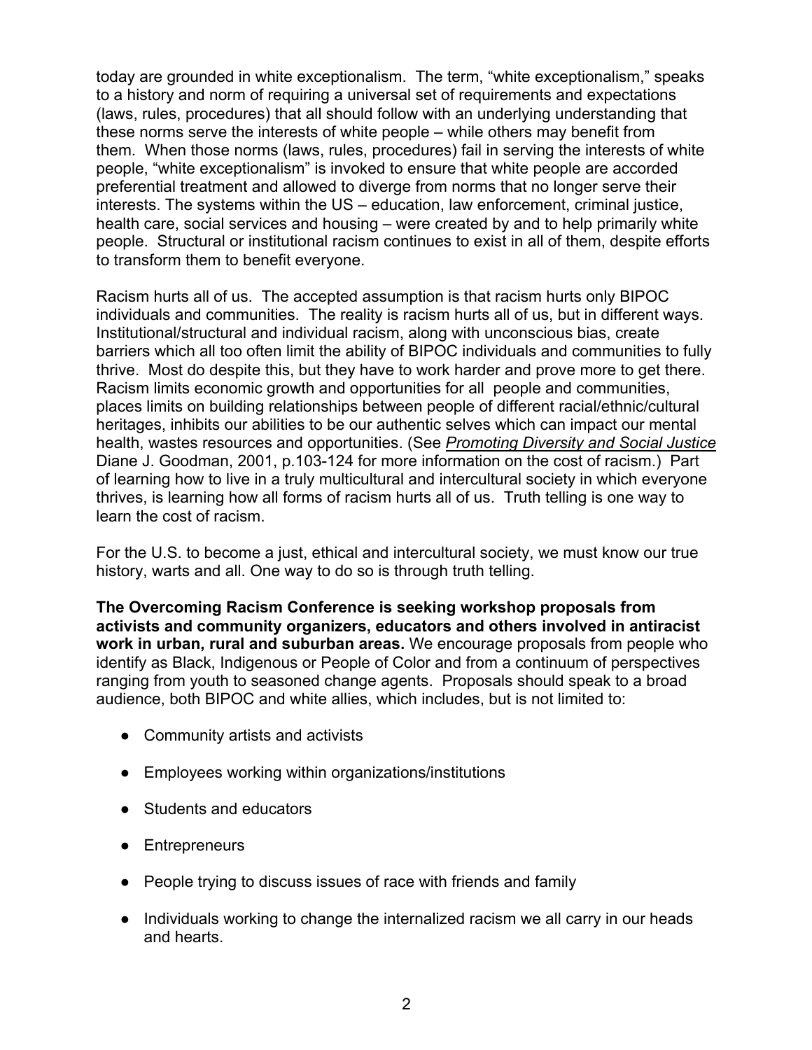today are grounded in white exceptionalism. The term, “white exceptionalism,” speaks to a history and norm of requiring a universal set of requirements and expectations (laws, rules, procedures) that all should follow with an underlying understanding that these norms serve the interests of white people – while others may benefit from them. When those norms (laws, rules, procedures) fail in serving the interests of white people, “white exceptionalism” is invoked to ensure that white people are accorded preferential treatment and allowed to diverge from norms that no longer serve their interests. The systems within the US – education, law enforcement, criminal justice, health care, social services and housing – were created by and to help primarily white people. Structural or institutional racism continues to exist in all of them, despite efforts to transform them to benefit everyone.

Racism hurts all of us. The accepted assumption is that racism hurts only BIPOC individuals and communities. The reality is racism hurts all of us, but in different ways. Institutional/structural and individual racism, along with unconscious bias, create barriers which all too often limit the ability of BIPOC individuals and communities to fully thrive. Most do despite this, but they have to work harder and prove more to get there. Racism limits economic growth and opportunities for all people and communities, places limits on building relationships between people of different racial/ethnic/cultural heritages, inhibits our abilities to be our authentic selves which can impact our mental health, wastes resources and opportunities. (See *Promoting Diversity and Social Justice* Diane J. Goodman, 2001, p.103-124 for more information on the cost of racism.) Part of learning how to live in a truly multicultural and intercultural society in which everyone thrives, is learning how all forms of racism hurts all of us. Truth telling is one way to learn the cost of racism.

For the U.S. to become a just, ethical and intercultural society, we must know our true history, warts and all. One way to do so is through truth telling.

**The Overcoming Racism Conference is seeking workshop proposals from activists and community organizers, educators and others involved in antiracist work in urban, rural and suburban areas.** We encourage proposals from people who identify as Black, Indigenous or People of Color and from a continuum of perspectives ranging from youth to seasoned change agents. Proposals should speak to a broad audience, both BIPOC and white allies, which includes, but is not limited to:

- Community artists and activists
- Employees working within organizations/institutions
- Students and educators
- Entrepreneurs
- People trying to discuss issues of race with friends and family
- Individuals working to change the internalized racism we all carry in our heads and hearts.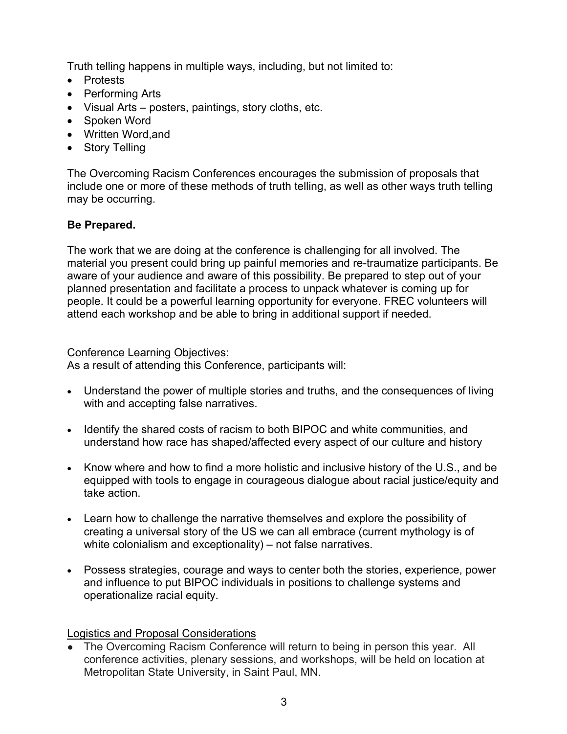Truth telling happens in multiple ways, including, but not limited to:

- Protests
- Performing Arts
- Visual Arts – posters, paintings, story cloths, etc.
- Spoken Word
- Written Word,and
- Story Telling

The Overcoming Racism Conferences encourages the submission of proposals that include one or more of these methods of truth telling, as well as other ways truth telling may be occurring.

**Be Prepared.**

The work that we are doing at the conference is challenging for all involved. The material you present could bring up painful memories and re-traumatize participants. Be aware of your audience and aware of this possibility. Be prepared to step out of your planned presentation and facilitate a process to unpack whatever is coming up for people. It could be a powerful learning opportunity for everyone. FREC volunteers will attend each workshop and be able to bring in additional support if needed.

<u>Conference Learning Objectives:</u>

As a result of attending this Conference, participants will:

- Understand the power of multiple stories and truths, and the consequences of living with and accepting false narratives.
- Identify the shared costs of racism to both BIPOC and white communities, and understand how race has shaped/affected every aspect of our culture and history
- Know where and how to find a more holistic and inclusive history of the U.S., and be equipped with tools to engage in courageous dialogue about racial justice/equity and take action.
- Learn how to challenge the narrative themselves and explore the possibility of creating a universal story of the US we can all embrace (current mythology is of white colonialism and exceptionality) – not false narratives.
- Possess strategies, courage and ways to center both the stories, experience, power and influence to put BIPOC individuals in positions to challenge systems and operationalize racial equity.

<u>Logistics and Proposal Considerations</u>

- The Overcoming Racism Conference will return to being in person this year. All conference activities, plenary sessions, and workshops, will be held on location at Metropolitan State University, in Saint Paul, MN.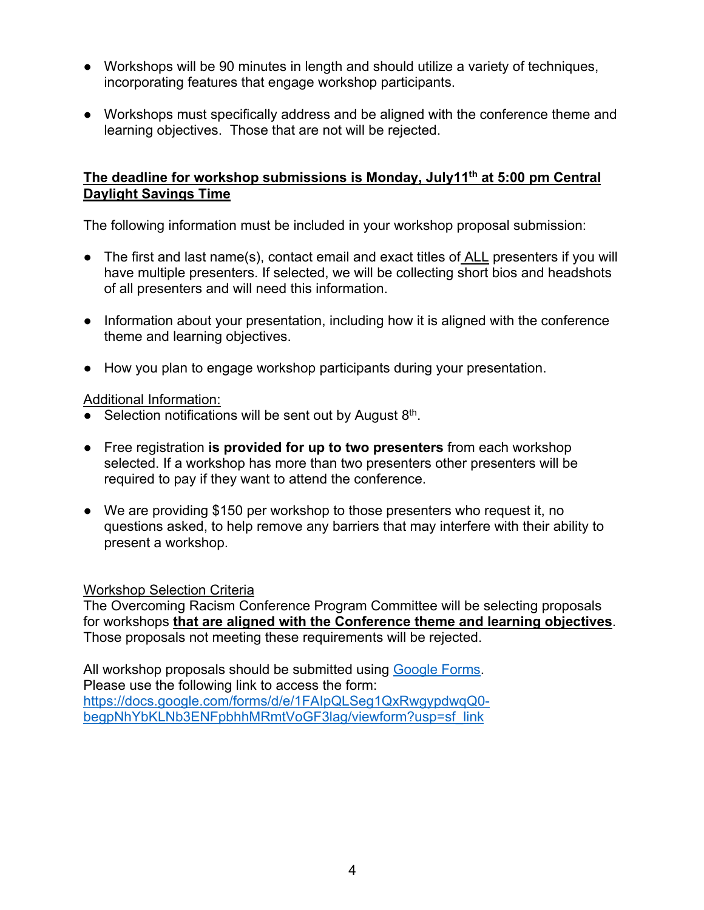- Workshops will be 90 minutes in length and should utilize a variety of techniques, incorporating features that engage workshop participants.

- Workshops must specifically address and be aligned with the conference theme and learning objectives. Those that are not will be rejected.

**The deadline for workshop submissions is Monday, July11th at 5:00 pm Central Daylight Savings Time**

The following information must be included in your workshop proposal submission:

- The first and last name(s), contact email and exact titles of ALL presenters if you will have multiple presenters. If selected, we will be collecting short bios and headshots of all presenters and will need this information.

- Information about your presentation, including how it is aligned with the conference theme and learning objectives.

- How you plan to engage workshop participants during your presentation.

Additional Information:

- Selection notifications will be sent out by August 8th.

- Free registration **is provided for up to two presenters** from each workshop selected. If a workshop has more than two presenters other presenters will be required to pay if they want to attend the conference.

- We are providing $150 per workshop to those presenters who request it, no questions asked, to help remove any barriers that may interfere with their ability to present a workshop.

Workshop Selection Criteria

The Overcoming Racism Conference Program Committee will be selecting proposals for workshops **that are aligned with the Conference theme and learning objectives**. Those proposals not meeting these requirements will be rejected.

All workshop proposals should be submitted using Google Forms.
Please use the following link to access the form:
https://docs.google.com/forms/d/e/1FAIpQLSeg1QxRwgypdwqQ0-begpNhYbKLNb3ENFpbhhMRmtVoGF3lag/viewform?usp=sf_link